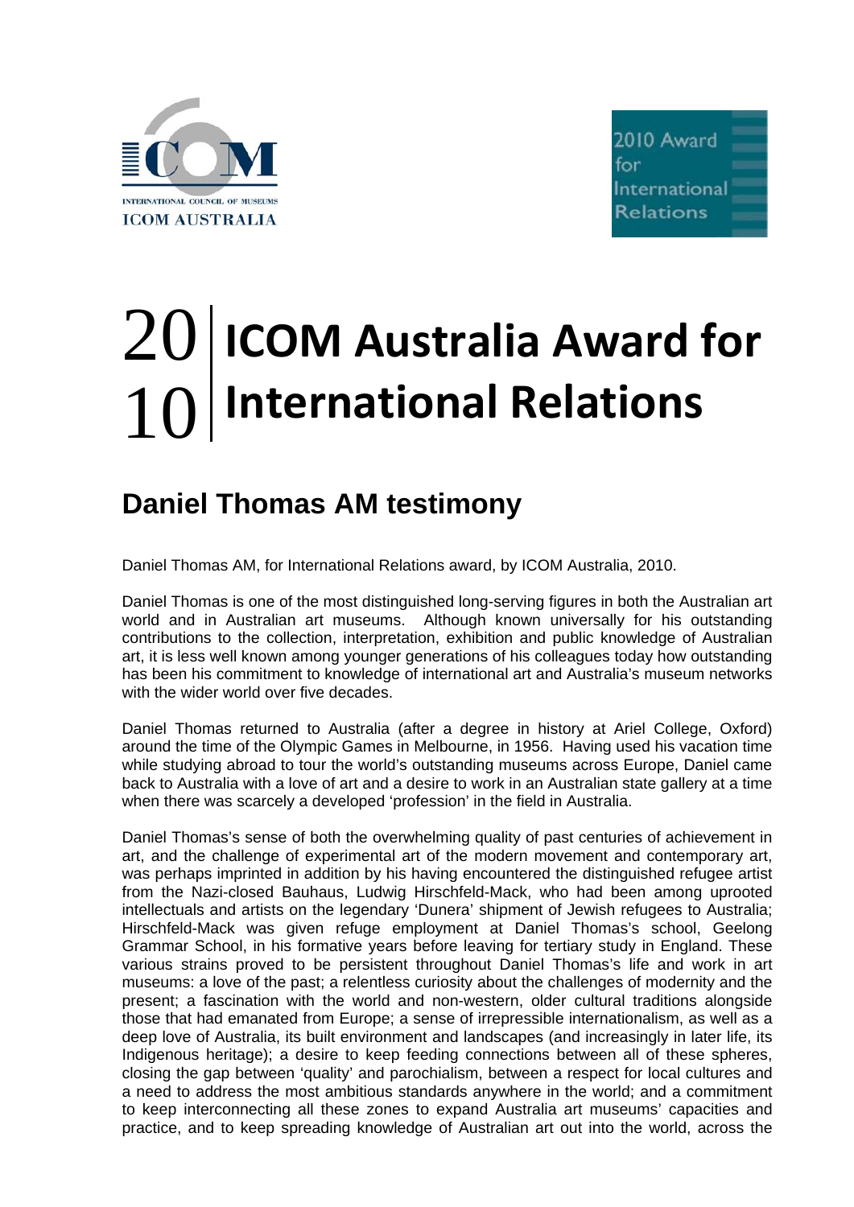ICOM
INTERNATIONAL COUNCIL OF MUSEUMS
ICOM AUSTRALIA

2010 Award for International Relations

# 2010 ICOM Australia Award for International Relations

## Daniel Thomas AM testimony

Daniel Thomas AM, for International Relations award, by ICOM Australia, 2010.

Daniel Thomas is one of the most distinguished long-serving figures in both the Australian art world and in Australian art museums. Although known universally for his outstanding contributions to the collection, interpretation, exhibition and public knowledge of Australian art, it is less well known among younger generations of his colleagues today how outstanding has been his commitment to knowledge of international art and Australia's museum networks with the wider world over five decades.

Daniel Thomas returned to Australia (after a degree in history at Ariel College, Oxford) around the time of the Olympic Games in Melbourne, in 1956. Having used his vacation time while studying abroad to tour the world's outstanding museums across Europe, Daniel came back to Australia with a love of art and a desire to work in an Australian state gallery at a time when there was scarcely a developed 'profession' in the field in Australia.

Daniel Thomas's sense of both the overwhelming quality of past centuries of achievement in art, and the challenge of experimental art of the modern movement and contemporary art, was perhaps imprinted in addition by his having encountered the distinguished refugee artist from the Nazi-closed Bauhaus, Ludwig Hirschfeld-Mack, who had been among uprooted intellectuals and artists on the legendary 'Dunera' shipment of Jewish refugees to Australia; Hirschfeld-Mack was given refuge employment at Daniel Thomas's school, Geelong Grammar School, in his formative years before leaving for tertiary study in England. These various strains proved to be persistent throughout Daniel Thomas's life and work in art museums: a love of the past; a relentless curiosity about the challenges of modernity and the present; a fascination with the world and non-western, older cultural traditions alongside those that had emanated from Europe; a sense of irrepressible internationalism, as well as a deep love of Australia, its built environment and landscapes (and increasingly in later life, its Indigenous heritage); a desire to keep feeding connections between all of these spheres, closing the gap between 'quality' and parochialism, between a respect for local cultures and a need to address the most ambitious standards anywhere in the world; and a commitment to keep interconnecting all these zones to expand Australia art museums' capacities and practice, and to keep spreading knowledge of Australian art out into the world, across the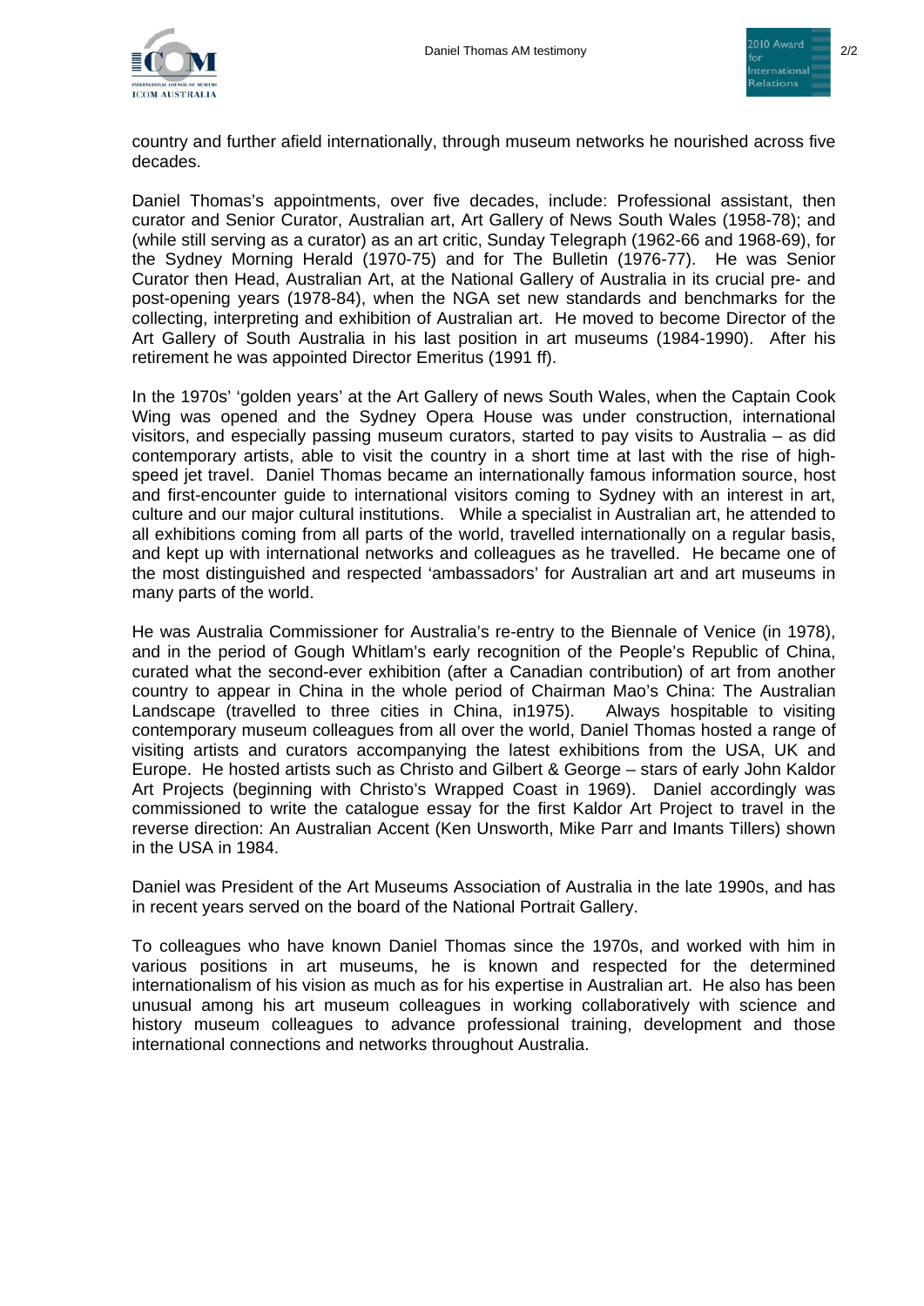country and further afield internationally, through museum networks he nourished across five decades.

Daniel Thomas's appointments, over five decades, include: Professional assistant, then curator and Senior Curator, Australian art, Art Gallery of News South Wales (1958-78); and (while still serving as a curator) as an art critic, Sunday Telegraph (1962-66 and 1968-69), for the Sydney Morning Herald (1970-75) and for The Bulletin (1976-77). He was Senior Curator then Head, Australian Art, at the National Gallery of Australia in its crucial pre- and post-opening years (1978-84), when the NGA set new standards and benchmarks for the collecting, interpreting and exhibition of Australian art. He moved to become Director of the Art Gallery of South Australia in his last position in art museums (1984-1990). After his retirement he was appointed Director Emeritus (1991 ff).

In the 1970s' 'golden years' at the Art Gallery of news South Wales, when the Captain Cook Wing was opened and the Sydney Opera House was under construction, international visitors, and especially passing museum curators, started to pay visits to Australia – as did contemporary artists, able to visit the country in a short time at last with the rise of high-speed jet travel. Daniel Thomas became an internationally famous information source, host and first-encounter guide to international visitors coming to Sydney with an interest in art, culture and our major cultural institutions. While a specialist in Australian art, he attended to all exhibitions coming from all parts of the world, travelled internationally on a regular basis, and kept up with international networks and colleagues as he travelled. He became one of the most distinguished and respected 'ambassadors' for Australian art and art museums in many parts of the world.

He was Australia Commissioner for Australia's re-entry to the Biennale of Venice (in 1978), and in the period of Gough Whitlam's early recognition of the People's Republic of China, curated what the second-ever exhibition (after a Canadian contribution) of art from another country to appear in China in the whole period of Chairman Mao's China: The Australian Landscape (travelled to three cities in China, in1975). Always hospitable to visiting contemporary museum colleagues from all over the world, Daniel Thomas hosted a range of visiting artists and curators accompanying the latest exhibitions from the USA, UK and Europe. He hosted artists such as Christo and Gilbert & George – stars of early John Kaldor Art Projects (beginning with Christo's Wrapped Coast in 1969). Daniel accordingly was commissioned to write the catalogue essay for the first Kaldor Art Project to travel in the reverse direction: An Australian Accent (Ken Unsworth, Mike Parr and Imants Tillers) shown in the USA in 1984.

Daniel was President of the Art Museums Association of Australia in the late 1990s, and has in recent years served on the board of the National Portrait Gallery.

To colleagues who have known Daniel Thomas since the 1970s, and worked with him in various positions in art museums, he is known and respected for the determined internationalism of his vision as much as for his expertise in Australian art. He also has been unusual among his art museum colleagues in working collaboratively with science and history museum colleagues to advance professional training, development and those international connections and networks throughout Australia.